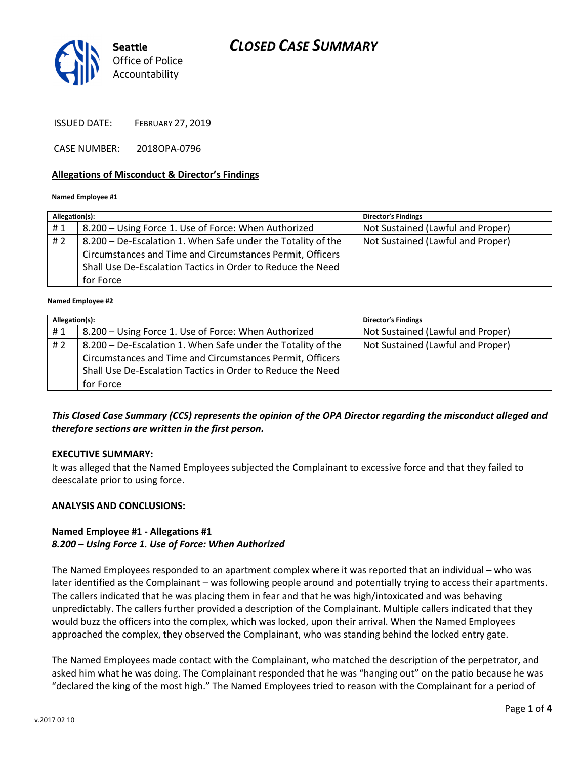# CLOSED CASE SUMMARY

Seattle Office of Police Accountability

ISSUED DATE: FEBRUARY 27, 2019

CASE NUMBER: 2018OPA-0796

## Allegations of Misconduct & Director's Findings

**Named Employee #1**

| Allegation(s): | | Director's Findings |
|---|---|---|
| # 1 | 8.200 – Using Force 1. Use of Force: When Authorized | Not Sustained (Lawful and Proper) |
| # 2 | 8.200 – De-Escalation 1. When Safe under the Totality of the Circumstances and Time and Circumstances Permit, Officers Shall Use De-Escalation Tactics in Order to Reduce the Need for Force | Not Sustained (Lawful and Proper) |

**Named Employee #2**

| Allegation(s): | | Director's Findings |
|---|---|---|
| # 1 | 8.200 – Using Force 1. Use of Force: When Authorized | Not Sustained (Lawful and Proper) |
| # 2 | 8.200 – De-Escalation 1. When Safe under the Totality of the Circumstances and Time and Circumstances Permit, Officers Shall Use De-Escalation Tactics in Order to Reduce the Need for Force | Not Sustained (Lawful and Proper) |

***This Closed Case Summary (CCS) represents the opinion of the OPA Director regarding the misconduct alleged and therefore sections are written in the first person.***

**EXECUTIVE SUMMARY:**

It was alleged that the Named Employees subjected the Complainant to excessive force and that they failed to deescalate prior to using force.

**ANALYSIS AND CONCLUSIONS:**

**Named Employee #1 - Allegations #1**
***8.200 – Using Force 1. Use of Force: When Authorized***

The Named Employees responded to an apartment complex where it was reported that an individual – who was later identified as the Complainant – was following people around and potentially trying to access their apartments. The callers indicated that he was placing them in fear and that he was high/intoxicated and was behaving unpredictably. The callers further provided a description of the Complainant. Multiple callers indicated that they would buzz the officers into the complex, which was locked, upon their arrival. When the Named Employees approached the complex, they observed the Complainant, who was standing behind the locked entry gate.

The Named Employees made contact with the Complainant, who matched the description of the perpetrator, and asked him what he was doing. The Complainant responded that he was "hanging out" on the patio because he was "declared the king of the most high." The Named Employees tried to reason with the Complainant for a period of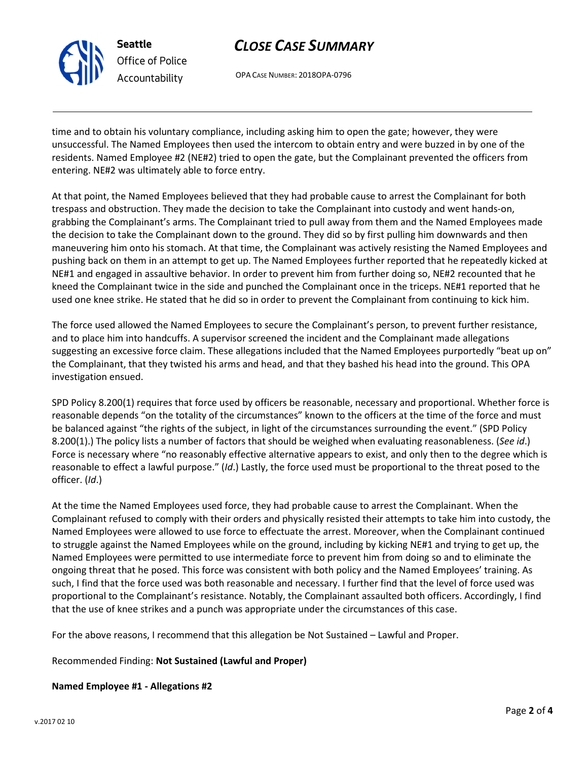time and to obtain his voluntary compliance, including asking him to open the gate; however, they were unsuccessful. The Named Employees then used the intercom to obtain entry and were buzzed in by one of the residents. Named Employee #2 (NE#2) tried to open the gate, but the Complainant prevented the officers from entering. NE#2 was ultimately able to force entry.

At that point, the Named Employees believed that they had probable cause to arrest the Complainant for both trespass and obstruction. They made the decision to take the Complainant into custody and went hands-on, grabbing the Complainant's arms. The Complainant tried to pull away from them and the Named Employees made the decision to take the Complainant down to the ground. They did so by first pulling him downwards and then maneuvering him onto his stomach. At that time, the Complainant was actively resisting the Named Employees and pushing back on them in an attempt to get up. The Named Employees further reported that he repeatedly kicked at NE#1 and engaged in assaultive behavior. In order to prevent him from further doing so, NE#2 recounted that he kneed the Complainant twice in the side and punched the Complainant once in the triceps. NE#1 reported that he used one knee strike. He stated that he did so in order to prevent the Complainant from continuing to kick him.

The force used allowed the Named Employees to secure the Complainant's person, to prevent further resistance, and to place him into handcuffs. A supervisor screened the incident and the Complainant made allegations suggesting an excessive force claim. These allegations included that the Named Employees purportedly "beat up on" the Complainant, that they twisted his arms and head, and that they bashed his head into the ground. This OPA investigation ensued.

SPD Policy 8.200(1) requires that force used by officers be reasonable, necessary and proportional. Whether force is reasonable depends "on the totality of the circumstances" known to the officers at the time of the force and must be balanced against "the rights of the subject, in light of the circumstances surrounding the event." (SPD Policy 8.200(1).) The policy lists a number of factors that should be weighed when evaluating reasonableness. (*See id*.) Force is necessary where "no reasonably effective alternative appears to exist, and only then to the degree which is reasonable to effect a lawful purpose." (*Id*.) Lastly, the force used must be proportional to the threat posed to the officer. (*Id*.)

At the time the Named Employees used force, they had probable cause to arrest the Complainant. When the Complainant refused to comply with their orders and physically resisted their attempts to take him into custody, the Named Employees were allowed to use force to effectuate the arrest. Moreover, when the Complainant continued to struggle against the Named Employees while on the ground, including by kicking NE#1 and trying to get up, the Named Employees were permitted to use intermediate force to prevent him from doing so and to eliminate the ongoing threat that he posed. This force was consistent with both policy and the Named Employees' training. As such, I find that the force used was both reasonable and necessary. I further find that the level of force used was proportional to the Complainant's resistance. Notably, the Complainant assaulted both officers. Accordingly, I find that the use of knee strikes and a punch was appropriate under the circumstances of this case.

For the above reasons, I recommend that this allegation be Not Sustained – Lawful and Proper.

Recommended Finding: **Not Sustained (Lawful and Proper)**

**Named Employee #1 - Allegations #2**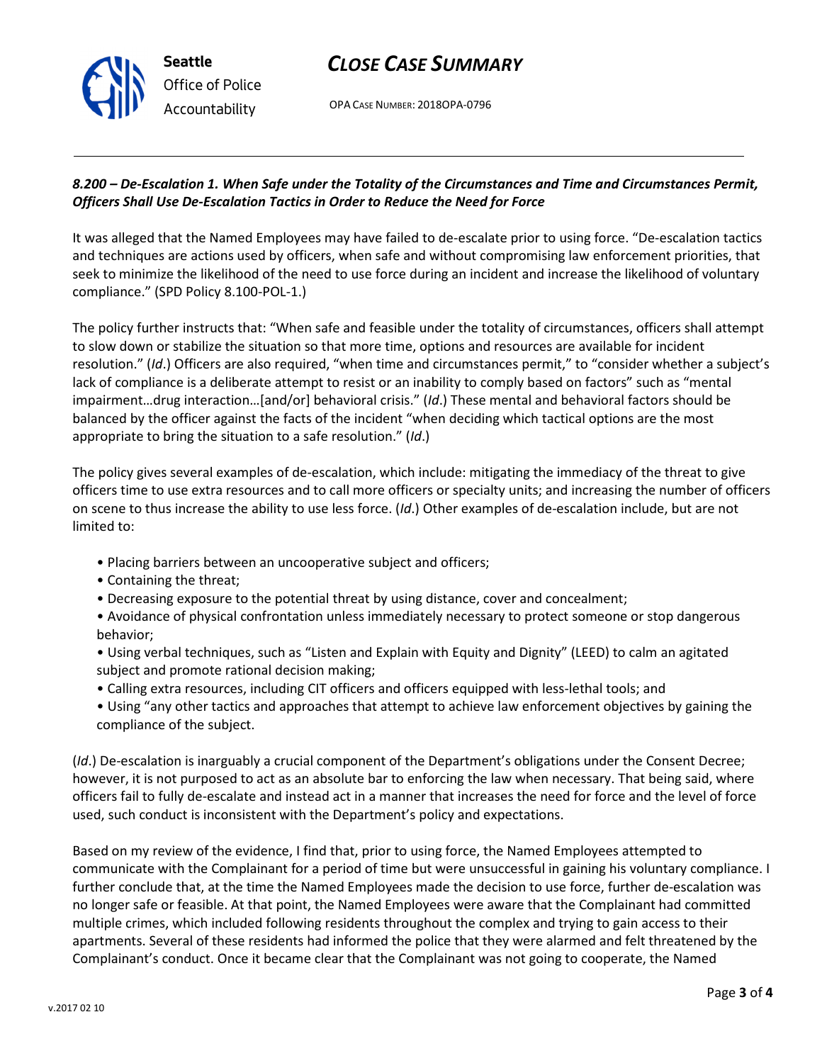### *8.200 – De-Escalation 1. When Safe under the Totality of the Circumstances and Time and Circumstances Permit, Officers Shall Use De-Escalation Tactics in Order to Reduce the Need for Force*

It was alleged that the Named Employees may have failed to de-escalate prior to using force. "De-escalation tactics and techniques are actions used by officers, when safe and without compromising law enforcement priorities, that seek to minimize the likelihood of the need to use force during an incident and increase the likelihood of voluntary compliance." (SPD Policy 8.100-POL-1.)

The policy further instructs that: "When safe and feasible under the totality of circumstances, officers shall attempt to slow down or stabilize the situation so that more time, options and resources are available for incident resolution." (*Id*.) Officers are also required, "when time and circumstances permit," to "consider whether a subject's lack of compliance is a deliberate attempt to resist or an inability to comply based on factors" such as "mental impairment…drug interaction…[and/or] behavioral crisis." (*Id*.) These mental and behavioral factors should be balanced by the officer against the facts of the incident "when deciding which tactical options are the most appropriate to bring the situation to a safe resolution." (*Id*.)

The policy gives several examples of de-escalation, which include: mitigating the immediacy of the threat to give officers time to use extra resources and to call more officers or specialty units; and increasing the number of officers on scene to thus increase the ability to use less force. (*Id*.) Other examples of de-escalation include, but are not limited to:

- Placing barriers between an uncooperative subject and officers;
- Containing the threat;
- Decreasing exposure to the potential threat by using distance, cover and concealment;
- Avoidance of physical confrontation unless immediately necessary to protect someone or stop dangerous behavior;
- Using verbal techniques, such as "Listen and Explain with Equity and Dignity" (LEED) to calm an agitated subject and promote rational decision making;
- Calling extra resources, including CIT officers and officers equipped with less-lethal tools; and
- Using "any other tactics and approaches that attempt to achieve law enforcement objectives by gaining the compliance of the subject.

(*Id*.) De-escalation is inarguably a crucial component of the Department's obligations under the Consent Decree; however, it is not purposed to act as an absolute bar to enforcing the law when necessary. That being said, where officers fail to fully de-escalate and instead act in a manner that increases the need for force and the level of force used, such conduct is inconsistent with the Department's policy and expectations.

Based on my review of the evidence, I find that, prior to using force, the Named Employees attempted to communicate with the Complainant for a period of time but were unsuccessful in gaining his voluntary compliance. I further conclude that, at the time the Named Employees made the decision to use force, further de-escalation was no longer safe or feasible. At that point, the Named Employees were aware that the Complainant had committed multiple crimes, which included following residents throughout the complex and trying to gain access to their apartments. Several of these residents had informed the police that they were alarmed and felt threatened by the Complainant's conduct. Once it became clear that the Complainant was not going to cooperate, the Named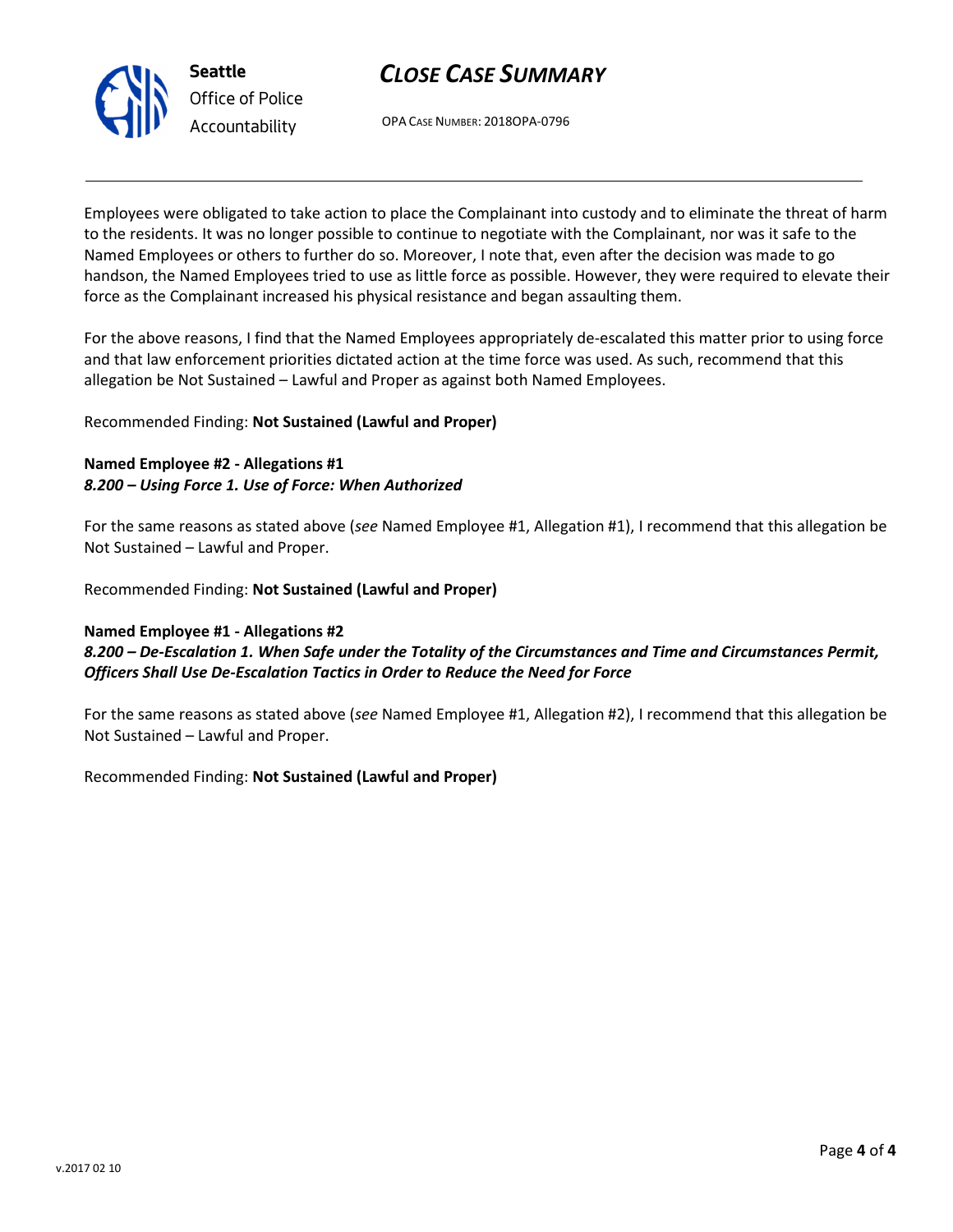Employees were obligated to take action to place the Complainant into custody and to eliminate the threat of harm to the residents. It was no longer possible to continue to negotiate with the Complainant, nor was it safe to the Named Employees or others to further do so. Moreover, I note that, even after the decision was made to go handson, the Named Employees tried to use as little force as possible. However, they were required to elevate their force as the Complainant increased his physical resistance and began assaulting them.

For the above reasons, I find that the Named Employees appropriately de-escalated this matter prior to using force and that law enforcement priorities dictated action at the time force was used. As such, recommend that this allegation be Not Sustained – Lawful and Proper as against both Named Employees.

Recommended Finding: **Not Sustained (Lawful and Proper)**

**Named Employee #2 - Allegations #1**
***8.200 – Using Force 1. Use of Force: When Authorized***

For the same reasons as stated above (*see* Named Employee #1, Allegation #1), I recommend that this allegation be Not Sustained – Lawful and Proper.

Recommended Finding: **Not Sustained (Lawful and Proper)**

**Named Employee #1 - Allegations #2**
***8.200 – De-Escalation 1. When Safe under the Totality of the Circumstances and Time and Circumstances Permit, Officers Shall Use De-Escalation Tactics in Order to Reduce the Need for Force***

For the same reasons as stated above (*see* Named Employee #1, Allegation #2), I recommend that this allegation be Not Sustained – Lawful and Proper.

Recommended Finding: **Not Sustained (Lawful and Proper)**